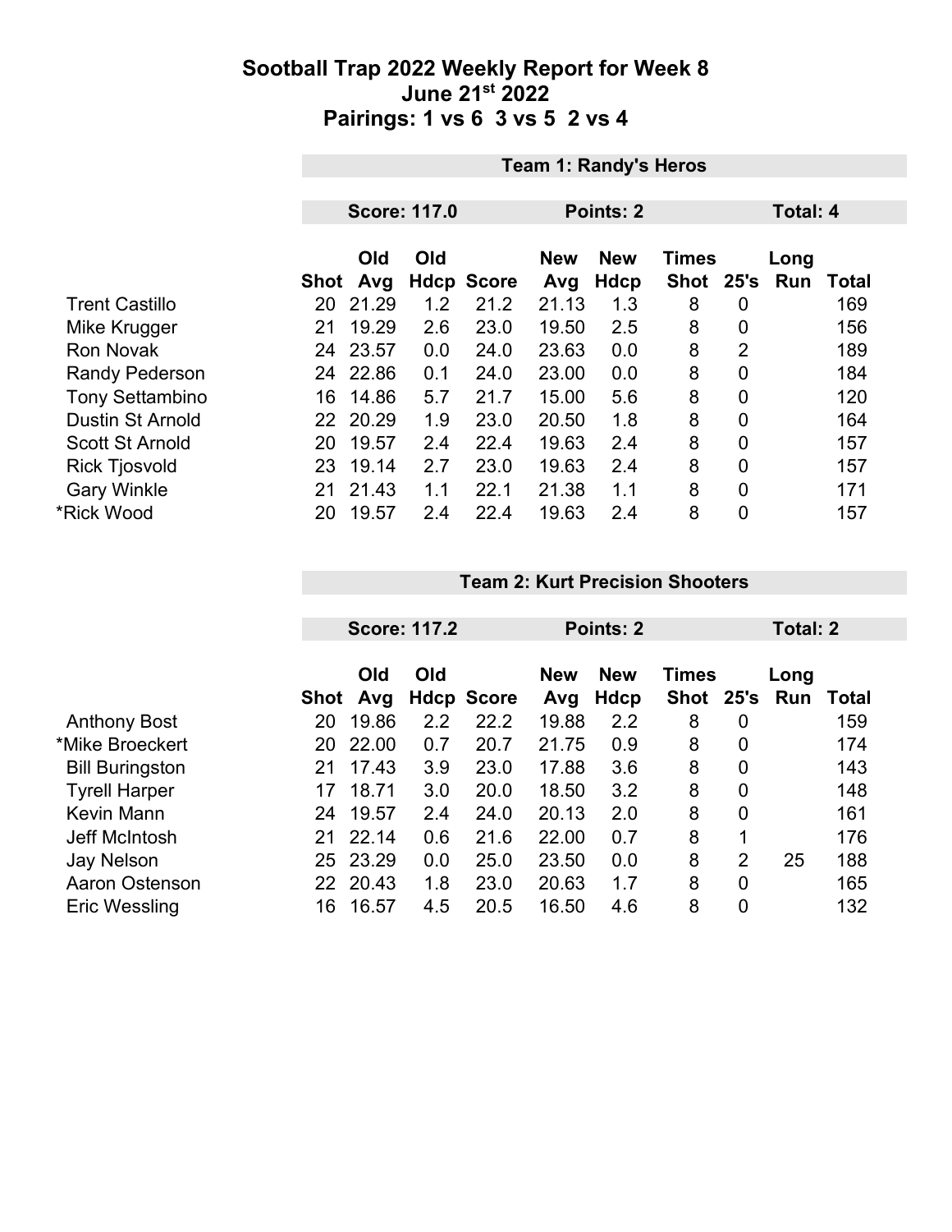# Sootball Trap 2022 Weekly Report for Week 8
## June 21st 2022
## Pairings: 1 vs 6 3 vs 5 2 vs 4

### Team 1: Randy's Heros

**Score: 117.0** | **Points: 2** | **Total: 4**

| | Shot | Old Avg | Old Hdcp | Score | New Avg | New Hdcp | Times Shot | 25's | Long Run | Total |
|---|---|---|---|---|---|---|---|---|---|---|
| Trent Castillo | 20 | 21.29 | 1.2 | 21.2 | 21.13 | 1.3 | 8 | 0 | | 169 |
| Mike Krugger | 21 | 19.29 | 2.6 | 23.0 | 19.50 | 2.5 | 8 | 0 | | 156 |
| Ron Novak | 24 | 23.57 | 0.0 | 24.0 | 23.63 | 0.0 | 8 | 2 | | 189 |
| Randy Pederson | 24 | 22.86 | 0.1 | 24.0 | 23.00 | 0.0 | 8 | 0 | | 184 |
| Tony Settambino | 16 | 14.86 | 5.7 | 21.7 | 15.00 | 5.6 | 8 | 0 | | 120 |
| Dustin St Arnold | 22 | 20.29 | 1.9 | 23.0 | 20.50 | 1.8 | 8 | 0 | | 164 |
| Scott St Arnold | 20 | 19.57 | 2.4 | 22.4 | 19.63 | 2.4 | 8 | 0 | | 157 |
| Rick Tjosvold | 23 | 19.14 | 2.7 | 23.0 | 19.63 | 2.4 | 8 | 0 | | 157 |
| Gary Winkle | 21 | 21.43 | 1.1 | 22.1 | 21.38 | 1.1 | 8 | 0 | | 171 |
| *Rick Wood | 20 | 19.57 | 2.4 | 22.4 | 19.63 | 2.4 | 8 | 0 | | 157 |

### Team 2: Kurt Precision Shooters

**Score: 117.2** | **Points: 2** | **Total: 2**

| | Shot | Old Avg | Old Hdcp | Score | New Avg | New Hdcp | Times Shot | 25's | Long Run | Total |
|---|---|---|---|---|---|---|---|---|---|---|
| Anthony Bost | 20 | 19.86 | 2.2 | 22.2 | 19.88 | 2.2 | 8 | 0 | | 159 |
| *Mike Broeckert | 20 | 22.00 | 0.7 | 20.7 | 21.75 | 0.9 | 8 | 0 | | 174 |
| Bill Buringston | 21 | 17.43 | 3.9 | 23.0 | 17.88 | 3.6 | 8 | 0 | | 143 |
| Tyrell Harper | 17 | 18.71 | 3.0 | 20.0 | 18.50 | 3.2 | 8 | 0 | | 148 |
| Kevin Mann | 24 | 19.57 | 2.4 | 24.0 | 20.13 | 2.0 | 8 | 0 | | 161 |
| Jeff McIntosh | 21 | 22.14 | 0.6 | 21.6 | 22.00 | 0.7 | 8 | 1 | | 176 |
| Jay Nelson | 25 | 23.29 | 0.0 | 25.0 | 23.50 | 0.0 | 8 | 2 | 25 | 188 |
| Aaron Ostenson | 22 | 20.43 | 1.8 | 23.0 | 20.63 | 1.7 | 8 | 0 | | 165 |
| Eric Wessling | 16 | 16.57 | 4.5 | 20.5 | 16.50 | 4.6 | 8 | 0 | | 132 |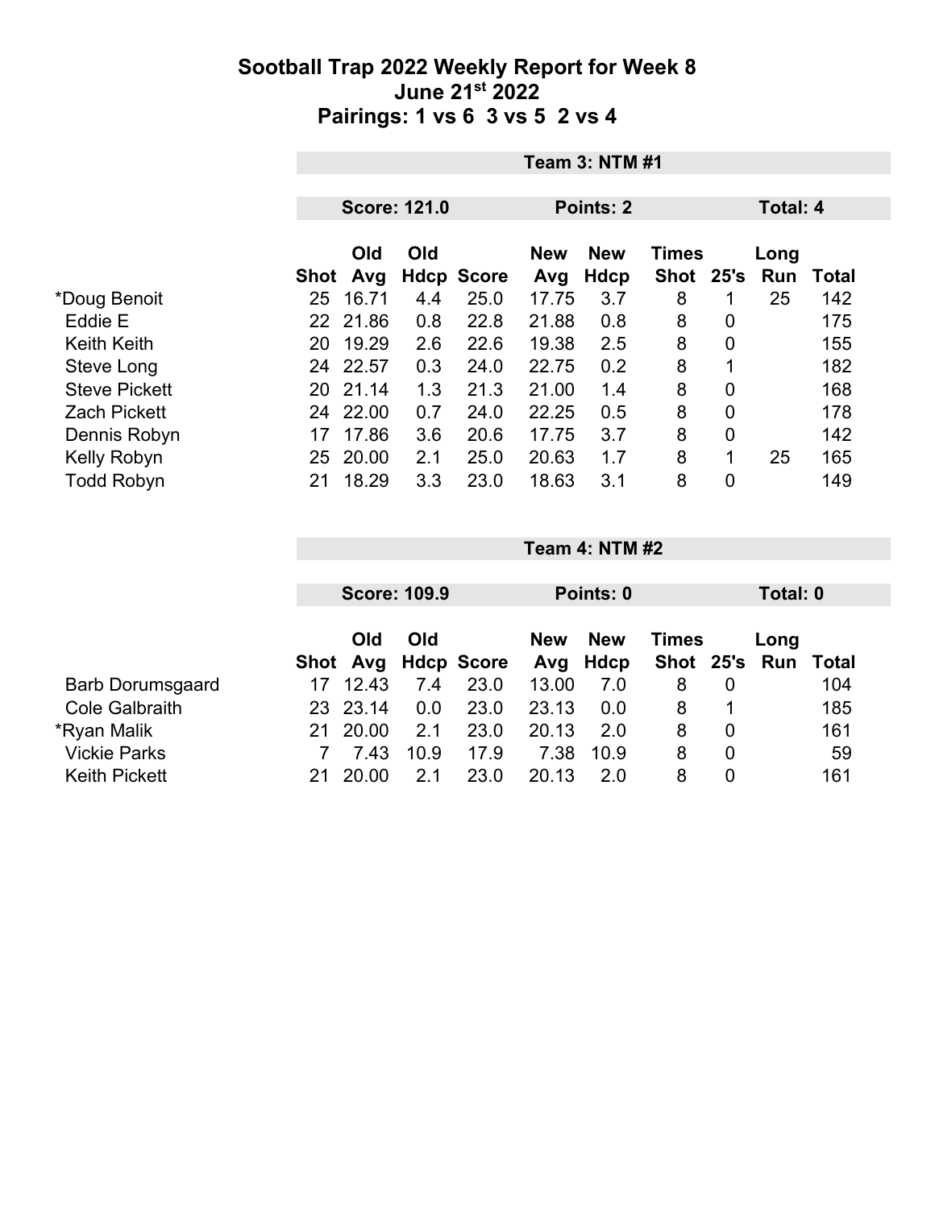# Sootball Trap 2022 Weekly Report for Week 8
## June 21st 2022
## Pairings: 1 vs 6 3 vs 5 2 vs 4

**Team 3: NTM #1**

**Score: 121.0** | **Points: 2** | **Total: 4**

| | Shot | Old Avg | Old Hdcp | Score | New Avg | New Hdcp | Times Shot | 25's | Long Run | Total |
|---|---|---|---|---|---|---|---|---|---|---|
| *Doug Benoit | 25 | 16.71 | 4.4 | 25.0 | 17.75 | 3.7 | 8 | 1 | 25 | 142 |
| Eddie E | 22 | 21.86 | 0.8 | 22.8 | 21.88 | 0.8 | 8 | 0 | | 175 |
| Keith Keith | 20 | 19.29 | 2.6 | 22.6 | 19.38 | 2.5 | 8 | 0 | | 155 |
| Steve Long | 24 | 22.57 | 0.3 | 24.0 | 22.75 | 0.2 | 8 | 1 | | 182 |
| Steve Pickett | 20 | 21.14 | 1.3 | 21.3 | 21.00 | 1.4 | 8 | 0 | | 168 |
| Zach Pickett | 24 | 22.00 | 0.7 | 24.0 | 22.25 | 0.5 | 8 | 0 | | 178 |
| Dennis Robyn | 17 | 17.86 | 3.6 | 20.6 | 17.75 | 3.7 | 8 | 0 | | 142 |
| Kelly Robyn | 25 | 20.00 | 2.1 | 25.0 | 20.63 | 1.7 | 8 | 1 | 25 | 165 |
| Todd Robyn | 21 | 18.29 | 3.3 | 23.0 | 18.63 | 3.1 | 8 | 0 | | 149 |

**Team 4: NTM #2**

**Score: 109.9** | **Points: 0** | **Total: 0**

| | Shot | Old Avg | Old Hdcp | Score | New Avg | New Hdcp | Times Shot | 25's | Long Run | Total |
|---|---|---|---|---|---|---|---|---|---|---|
| Barb Dorumsgaard | 17 | 12.43 | 7.4 | 23.0 | 13.00 | 7.0 | 8 | 0 | | 104 |
| Cole Galbraith | 23 | 23.14 | 0.0 | 23.0 | 23.13 | 0.0 | 8 | 1 | | 185 |
| *Ryan Malik | 21 | 20.00 | 2.1 | 23.0 | 20.13 | 2.0 | 8 | 0 | | 161 |
| Vickie Parks | 7 | 7.43 | 10.9 | 17.9 | 7.38 | 10.9 | 8 | 0 | | 59 |
| Keith Pickett | 21 | 20.00 | 2.1 | 23.0 | 20.13 | 2.0 | 8 | 0 | | 161 |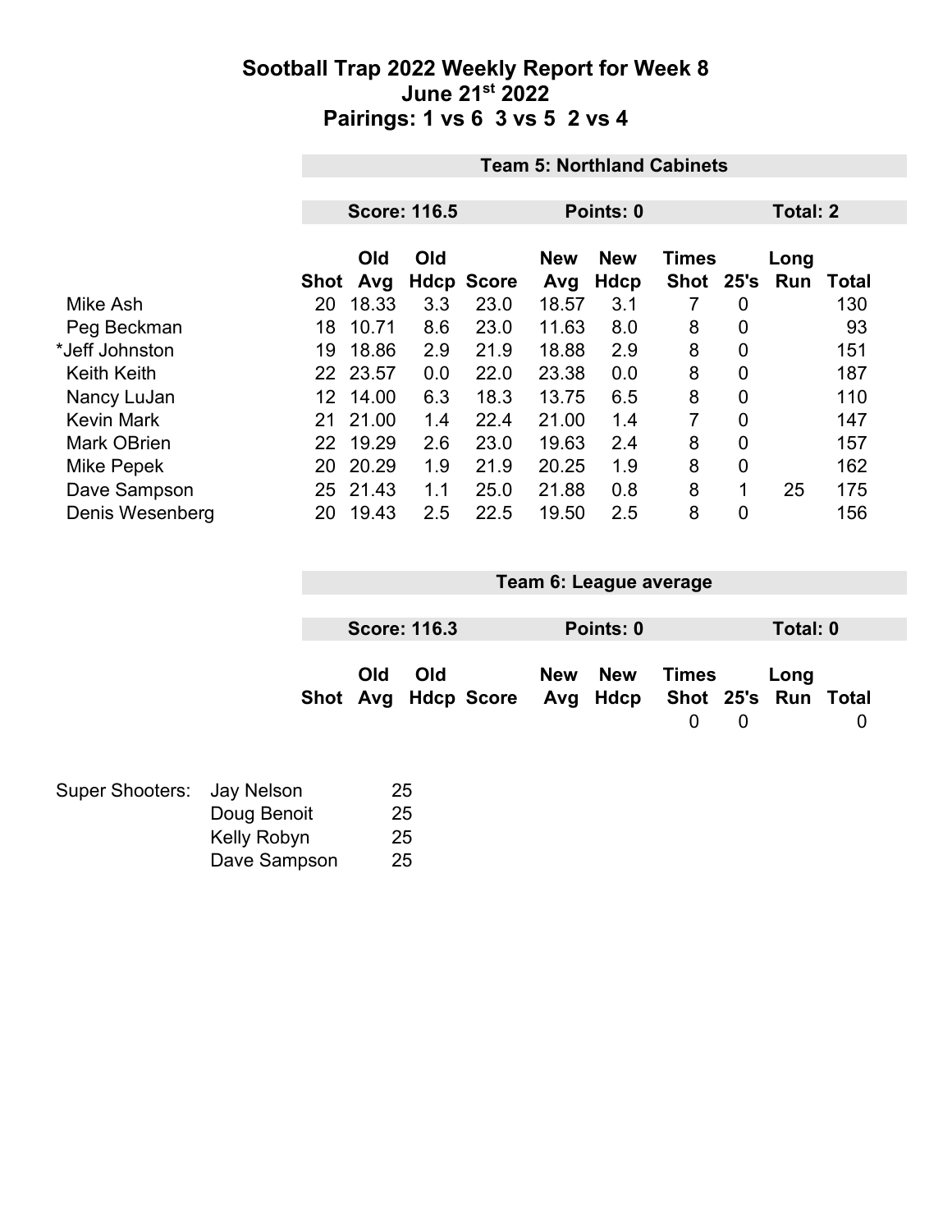# Sootball Trap 2022 Weekly Report for Week 8
## June 21st 2022
## Pairings: 1 vs 6 3 vs 5 2 vs 4

| Team 5: Northland Cabinets | | | | | | | | | | |
|---|---|---|---|---|---|---|---|---|---|---|
| | **Score: 116.5** | | | **Points: 0** | | | | **Total: 2** | | |
| | **Shot** | **Old Avg** | **Old Hdcp** | **Score** | **New Avg** | **New Hdcp** | **Times Shot** | **25's** | **Long Run** | **Total** |
| Mike Ash | 20 | 18.33 | 3.3 | 23.0 | 18.57 | 3.1 | 7 | 0 | | 130 |
| Peg Beckman | 18 | 10.71 | 8.6 | 23.0 | 11.63 | 8.0 | 8 | 0 | | 93 |
| *Jeff Johnston | 19 | 18.86 | 2.9 | 21.9 | 18.88 | 2.9 | 8 | 0 | | 151 |
| Keith Keith | 22 | 23.57 | 0.0 | 22.0 | 23.38 | 0.0 | 8 | 0 | | 187 |
| Nancy LuJan | 12 | 14.00 | 6.3 | 18.3 | 13.75 | 6.5 | 8 | 0 | | 110 |
| Kevin Mark | 21 | 21.00 | 1.4 | 22.4 | 21.00 | 1.4 | 7 | 0 | | 147 |
| Mark OBrien | 22 | 19.29 | 2.6 | 23.0 | 19.63 | 2.4 | 8 | 0 | | 157 |
| Mike Pepek | 20 | 20.29 | 1.9 | 21.9 | 20.25 | 1.9 | 8 | 0 | | 162 |
| Dave Sampson | 25 | 21.43 | 1.1 | 25.0 | 21.88 | 0.8 | 8 | 1 | 25 | 175 |
| Denis Wesenberg | 20 | 19.43 | 2.5 | 22.5 | 19.50 | 2.5 | 8 | 0 | | 156 |

| Team 6: League average | | | | | | | | | | |
|---|---|---|---|---|---|---|---|---|---|---|
| | **Score: 116.3** | | | **Points: 0** | | | | **Total: 0** | | |
| | **Shot** | **Old Avg** | **Old Hdcp** | **Score** | **New Avg** | **New Hdcp** | **Times Shot** | **25's** | **Long Run** | **Total** |
| | | | | | | | 0 | 0 | | 0 |

| Super Shooters: | | |
|---|---|---|
| | Jay Nelson | 25 |
| | Doug Benoit | 25 |
| | Kelly Robyn | 25 |
| | Dave Sampson | 25 |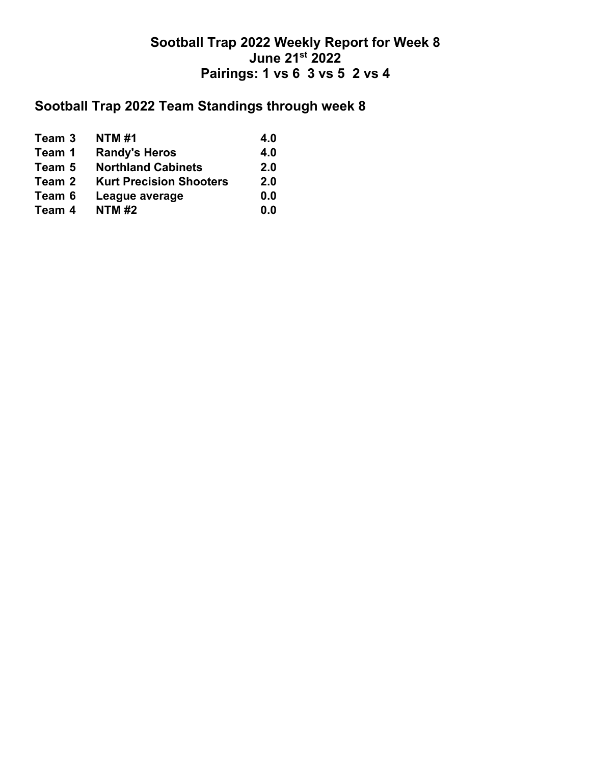**Sootball Trap 2022 Weekly Report for Week 8**
**June 21st 2022**
**Pairings: 1 vs 6 3 vs 5 2 vs 4**

## Sootball Trap 2022 Team Standings through week 8

| | | |
|---|---|---|
| **Team 3** | **NTM #1** | **4.0** |
| **Team 1** | **Randy's Heros** | **4.0** |
| **Team 5** | **Northland Cabinets** | **2.0** |
| **Team 2** | **Kurt Precision Shooters** | **2.0** |
| **Team 6** | **League average** | **0.0** |
| **Team 4** | **NTM #2** | **0.0** |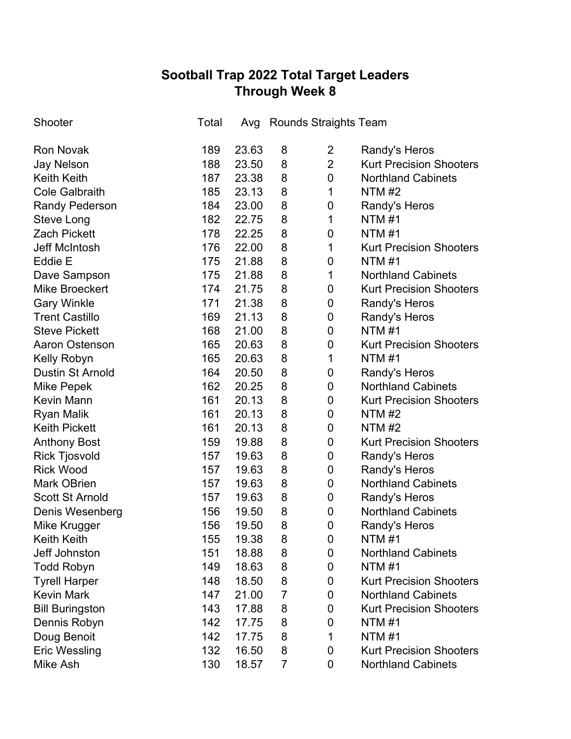## Sootball Trap 2022 Total Target Leaders
## Through Week 8

| Shooter | Total | Avg | Rounds | Straights | Team |
|---|---|---|---|---|---|
| Ron Novak | 189 | 23.63 | 8 | 2 | Randy's Heros |
| Jay Nelson | 188 | 23.50 | 8 | 2 | Kurt Precision Shooters |
| Keith Keith | 187 | 23.38 | 8 | 0 | Northland Cabinets |
| Cole Galbraith | 185 | 23.13 | 8 | 1 | NTM #2 |
| Randy Pederson | 184 | 23.00 | 8 | 0 | Randy's Heros |
| Steve Long | 182 | 22.75 | 8 | 1 | NTM #1 |
| Zach Pickett | 178 | 22.25 | 8 | 0 | NTM #1 |
| Jeff McIntosh | 176 | 22.00 | 8 | 1 | Kurt Precision Shooters |
| Eddie E | 175 | 21.88 | 8 | 0 | NTM #1 |
| Dave Sampson | 175 | 21.88 | 8 | 1 | Northland Cabinets |
| Mike Broeckert | 174 | 21.75 | 8 | 0 | Kurt Precision Shooters |
| Gary Winkle | 171 | 21.38 | 8 | 0 | Randy's Heros |
| Trent Castillo | 169 | 21.13 | 8 | 0 | Randy's Heros |
| Steve Pickett | 168 | 21.00 | 8 | 0 | NTM #1 |
| Aaron Ostenson | 165 | 20.63 | 8 | 0 | Kurt Precision Shooters |
| Kelly Robyn | 165 | 20.63 | 8 | 1 | NTM #1 |
| Dustin St Arnold | 164 | 20.50 | 8 | 0 | Randy's Heros |
| Mike Pepek | 162 | 20.25 | 8 | 0 | Northland Cabinets |
| Kevin Mann | 161 | 20.13 | 8 | 0 | Kurt Precision Shooters |
| Ryan Malik | 161 | 20.13 | 8 | 0 | NTM #2 |
| Keith Pickett | 161 | 20.13 | 8 | 0 | NTM #2 |
| Anthony Bost | 159 | 19.88 | 8 | 0 | Kurt Precision Shooters |
| Rick Tjosvold | 157 | 19.63 | 8 | 0 | Randy's Heros |
| Rick Wood | 157 | 19.63 | 8 | 0 | Randy's Heros |
| Mark OBrien | 157 | 19.63 | 8 | 0 | Northland Cabinets |
| Scott St Arnold | 157 | 19.63 | 8 | 0 | Randy's Heros |
| Denis Wesenberg | 156 | 19.50 | 8 | 0 | Northland Cabinets |
| Mike Krugger | 156 | 19.50 | 8 | 0 | Randy's Heros |
| Keith Keith | 155 | 19.38 | 8 | 0 | NTM #1 |
| Jeff Johnston | 151 | 18.88 | 8 | 0 | Northland Cabinets |
| Todd Robyn | 149 | 18.63 | 8 | 0 | NTM #1 |
| Tyrell Harper | 148 | 18.50 | 8 | 0 | Kurt Precision Shooters |
| Kevin Mark | 147 | 21.00 | 7 | 0 | Northland Cabinets |
| Bill Buringston | 143 | 17.88 | 8 | 0 | Kurt Precision Shooters |
| Dennis Robyn | 142 | 17.75 | 8 | 0 | NTM #1 |
| Doug Benoit | 142 | 17.75 | 8 | 1 | NTM #1 |
| Eric Wessling | 132 | 16.50 | 8 | 0 | Kurt Precision Shooters |
| Mike Ash | 130 | 18.57 | 7 | 0 | Northland Cabinets |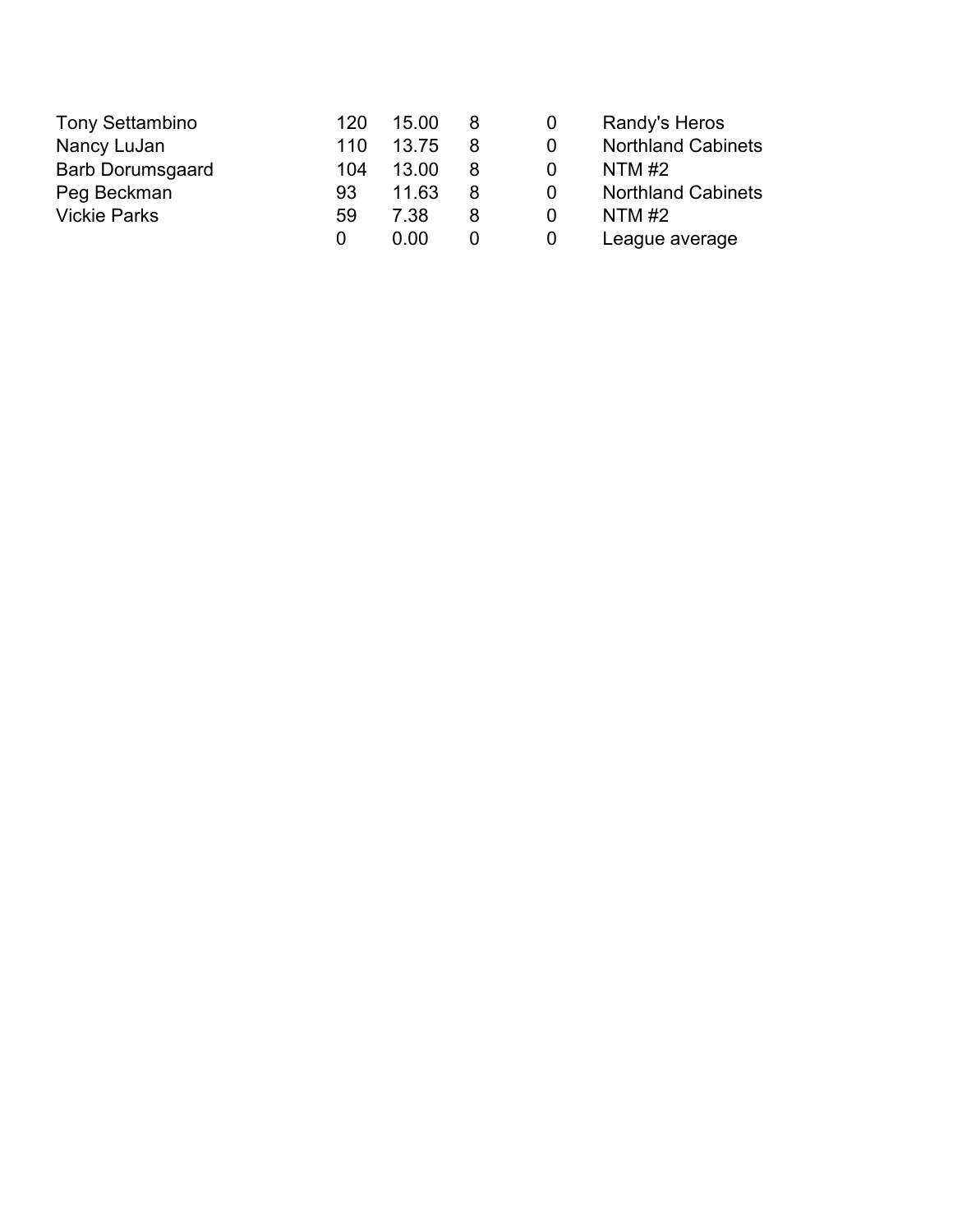| | | | | | |
|---|---|---|---|---|---|
| Tony Settambino | 120 | 15.00 | 8 | 0 | Randy's Heros |
| Nancy LuJan | 110 | 13.75 | 8 | 0 | Northland Cabinets |
| Barb Dorumsgaard | 104 | 13.00 | 8 | 0 | NTM #2 |
| Peg Beckman | 93 | 11.63 | 8 | 0 | Northland Cabinets |
| Vickie Parks | 59 | 7.38 | 8 | 0 | NTM #2 |
| | 0 | 0.00 | 0 | 0 | League average |